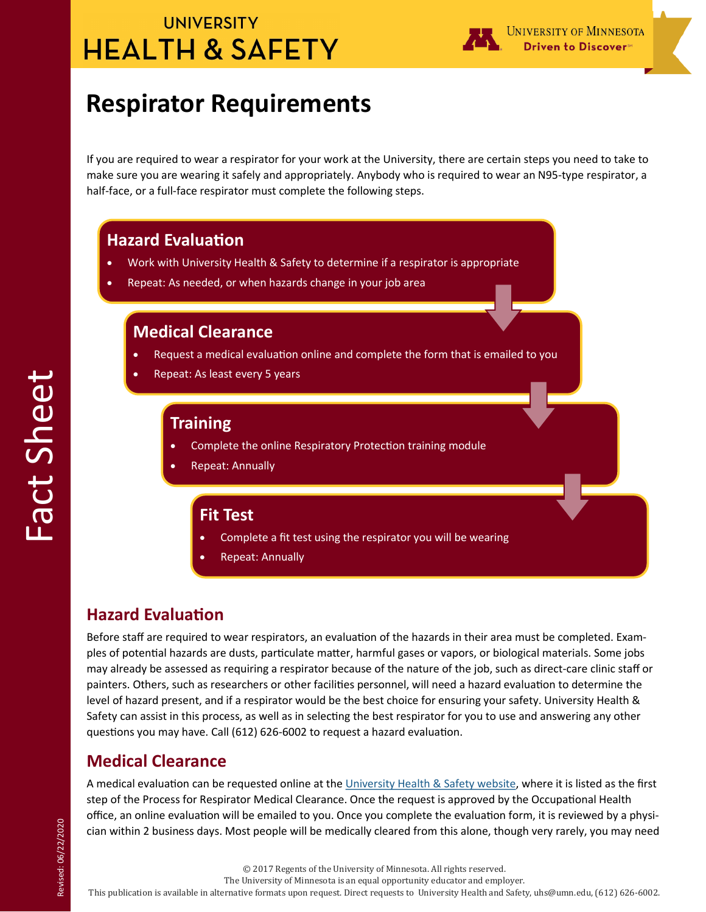UNIVERSITY
# HEALTH & SAFETY

UNIVERSITY OF MINNESOTA
Driven to Discover℠

# Respirator Requirements

If you are required to wear a respirator for your work at the University, there are certain steps you need to take to make sure you are wearing it safely and appropriately. Anybody who is required to wear an N95-type respirator, a half-face, or a full-face respirator must complete the following steps.

### Hazard Evaluation

- Work with University Health & Safety to determine if a respirator is appropriate
- Repeat: As needed, or when hazards change in your job area

### Medical Clearance

- Request a medical evaluation online and complete the form that is emailed to you
- Repeat: As least every 5 years

### Training

- Complete the online Respiratory Protection training module
- Repeat: Annually

### Fit Test

- Complete a fit test using the respirator you will be wearing
- Repeat: Annually

## Hazard Evaluation

Before staff are required to wear respirators, an evaluation of the hazards in their area must be completed. Examples of potential hazards are dusts, particulate matter, harmful gases or vapors, or biological materials. Some jobs may already be assessed as requiring a respirator because of the nature of the job, such as direct-care clinic staff or painters. Others, such as researchers or other facilities personnel, will need a hazard evaluation to determine the level of hazard present, and if a respirator would be the best choice for ensuring your safety. University Health & Safety can assist in this process, as well as in selecting the best respirator for you to use and answering any other questions you may have. Call (612) 626-6002 to request a hazard evaluation.

## Medical Clearance

A medical evaluation can be requested online at the University Health & Safety website, where it is listed as the first step of the Process for Respirator Medical Clearance. Once the request is approved by the Occupational Health office, an online evaluation will be emailed to you. Once you complete the evaluation form, it is reviewed by a physician within 2 business days. Most people will be medically cleared from this alone, though very rarely, you may need

Fact Sheet

Revised: 06/22/2020

© 2017 Regents of the University of Minnesota. All rights reserved.
The University of Minnesota is an equal opportunity educator and employer.
This publication is available in alternative formats upon request. Direct requests to University Health and Safety, uhs@umn.edu, (612) 626-6002.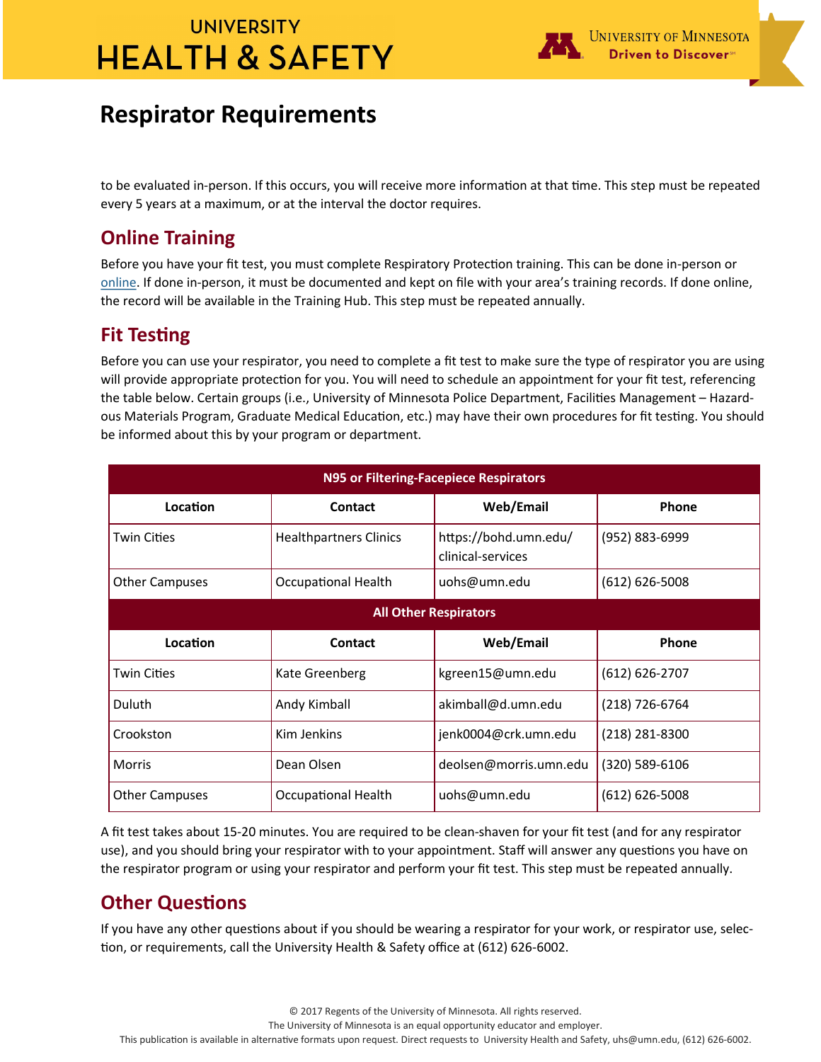# Respirator Requirements

to be evaluated in-person. If this occurs, you will receive more information at that time. This step must be repeated every 5 years at a maximum, or at the interval the doctor requires.

## Online Training

Before you have your fit test, you must complete Respiratory Protection training. This can be done in-person or online. If done in-person, it must be documented and kept on file with your area's training records. If done online, the record will be available in the Training Hub. This step must be repeated annually.

## Fit Testing

Before you can use your respirator, you need to complete a fit test to make sure the type of respirator you are using will provide appropriate protection for you. You will need to schedule an appointment for your fit test, referencing the table below. Certain groups (i.e., University of Minnesota Police Department, Facilities Management – Hazardous Materials Program, Graduate Medical Education, etc.) may have their own procedures for fit testing. You should be informed about this by your program or department.

| **N95 or Filtering-Facepiece Respirators** | | | |
|---|---|---|---|
| **Location** | **Contact** | **Web/Email** | **Phone** |
| Twin Cities | Healthpartners Clinics | https://bohd.umn.edu/clinical-services | (952) 883-6999 |
| Other Campuses | Occupational Health | uohs@umn.edu | (612) 626-5008 |
| **All Other Respirators** | | | |
| **Location** | **Contact** | **Web/Email** | **Phone** |
| Twin Cities | Kate Greenberg | kgreen15@umn.edu | (612) 626-2707 |
| Duluth | Andy Kimball | akimball@d.umn.edu | (218) 726-6764 |
| Crookston | Kim Jenkins | jenk0004@crk.umn.edu | (218) 281-8300 |
| Morris | Dean Olsen | deolsen@morris.umn.edu | (320) 589-6106 |
| Other Campuses | Occupational Health | uohs@umn.edu | (612) 626-5008 |

A fit test takes about 15-20 minutes. You are required to be clean-shaven for your fit test (and for any respirator use), and you should bring your respirator with to your appointment. Staff will answer any questions you have on the respirator program or using your respirator and perform your fit test. This step must be repeated annually.

## Other Questions

If you have any other questions about if you should be wearing a respirator for your work, or respirator use, selection, or requirements, call the University Health & Safety office at (612) 626-6002.

© 2017 Regents of the University of Minnesota. All rights reserved.
The University of Minnesota is an equal opportunity educator and employer.
This publication is available in alternative formats upon request. Direct requests to University Health and Safety, uhs@umn.edu, (612) 626-6002.